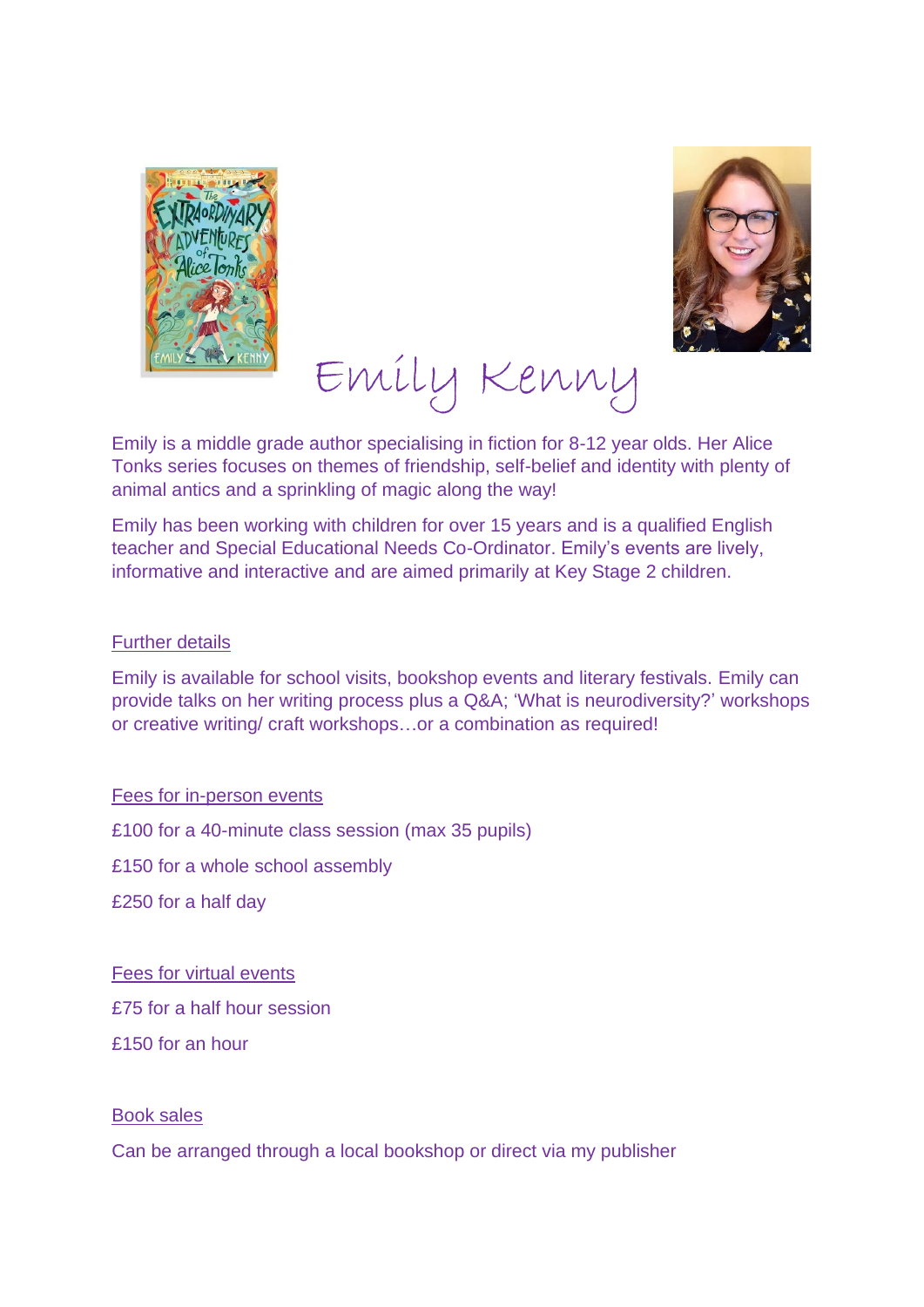# Emily Kenny

Emily is a middle grade author specialising in fiction for 8-12 year olds. Her Alice Tonks series focuses on themes of friendship, self-belief and identity with plenty of animal antics and a sprinkling of magic along the way!

Emily has been working with children for over 15 years and is a qualified English teacher and Special Educational Needs Co-Ordinator. Emily's events are lively, informative and interactive and are aimed primarily at Key Stage 2 children.

## Further details

Emily is available for school visits, bookshop events and literary festivals. Emily can provide talks on her writing process plus a Q&A; 'What is neurodiversity?' workshops or creative writing/ craft workshops…or a combination as required!

## Fees for in-person events

£100 for a 40-minute class session (max 35 pupils)

£150 for a whole school assembly

£250 for a half day

## Fees for virtual events

£75 for a half hour session

£150 for an hour

## Book sales

Can be arranged through a local bookshop or direct via my publisher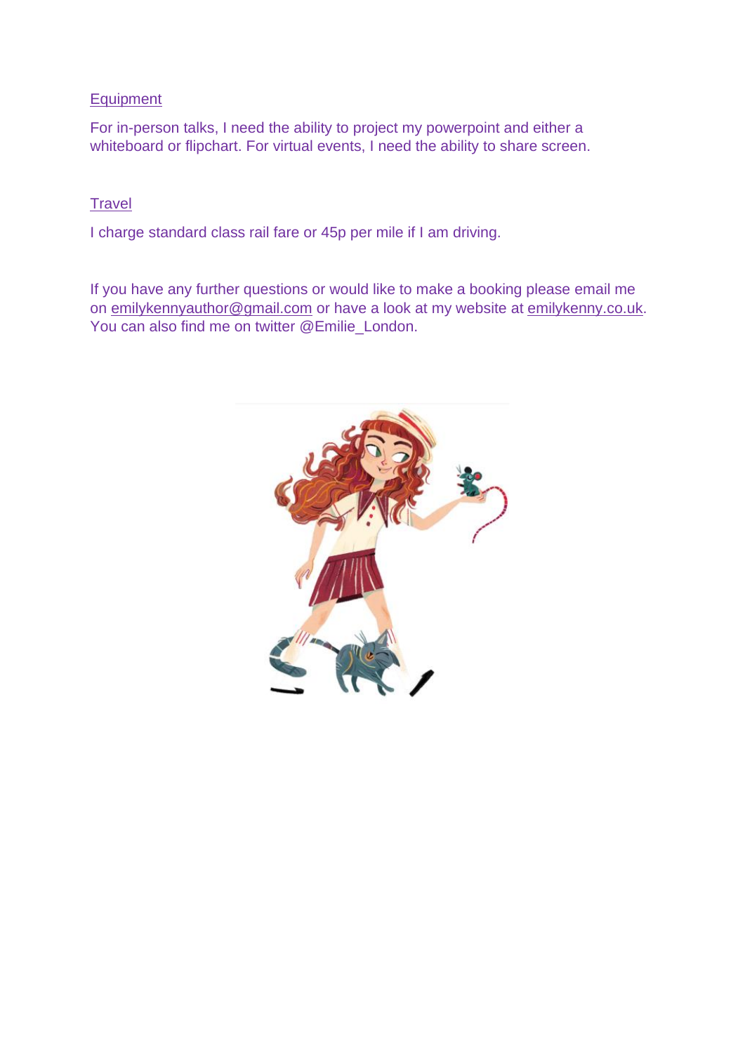## Equipment

For in-person talks, I need the ability to project my powerpoint and either a whiteboard or flipchart. For virtual events, I need the ability to share screen.

## Travel

I charge standard class rail fare or 45p per mile if I am driving.

If you have any further questions or would like to make a booking please email me on emilykennyauthor@gmail.com or have a look at my website at emilykenny.co.uk. You can also find me on twitter @Emilie_London.